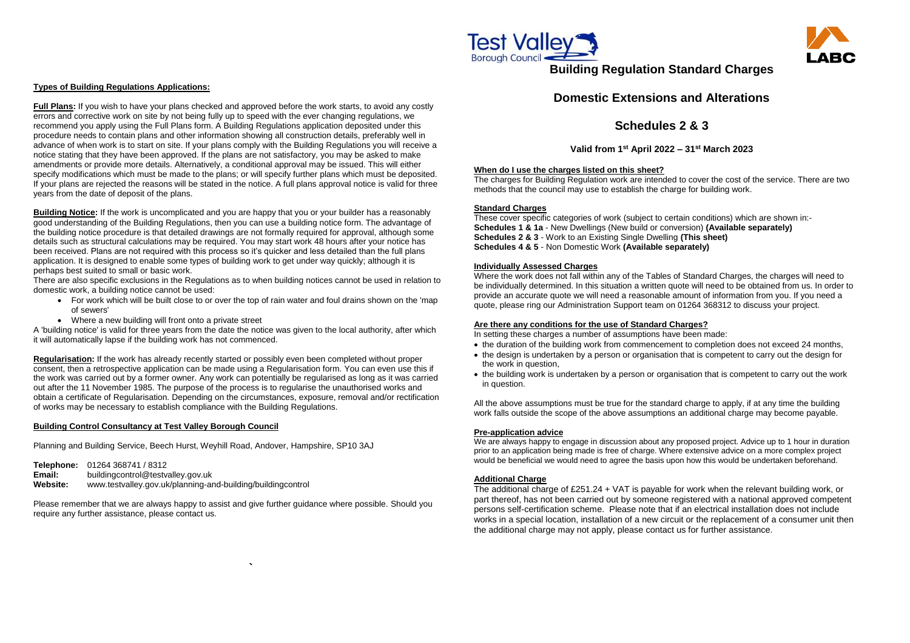## Types of Building Regulations Applications:

**Full Plans:** If you wish to have your plans checked and approved before the work starts, to avoid any costly errors and corrective work on site by not being fully up to speed with the ever changing regulations, we recommend you apply using the Full Plans form. A Building Regulations application deposited under this procedure needs to contain plans and other information showing all construction details, preferably well in advance of when work is to start on site. If your plans comply with the Building Regulations you will receive a notice stating that they have been approved. If the plans are not satisfactory, you may be asked to make amendments or provide more details. Alternatively, a conditional approval may be issued. This will either specify modifications which must be made to the plans; or will specify further plans which must be deposited. If your plans are rejected the reasons will be stated in the notice. A full plans approval notice is valid for three years from the date of deposit of the plans.

**Building Notice:** If the work is uncomplicated and you are happy that you or your builder has a reasonably good understanding of the Building Regulations, then you can use a building notice form. The advantage of the building notice procedure is that detailed drawings are not formally required for approval, although some details such as structural calculations may be required. You may start work 48 hours after your notice has been received. Plans are not required with this process so it's quicker and less detailed than the full plans application. It is designed to enable some types of building work to get under way quickly; although it is perhaps best suited to small or basic work.

There are also specific exclusions in the Regulations as to when building notices cannot be used in relation to domestic work, a building notice cannot be used:

- For work which will be built close to or over the top of rain water and foul drains shown on the 'map of sewers'
- Where a new building will front onto a private street

A 'building notice' is valid for three years from the date the notice was given to the local authority, after which it will automatically lapse if the building work has not commenced.

**Regularisation:** If the work has already recently started or possibly even been completed without proper consent, then a retrospective application can be made using a Regularisation form. You can even use this if the work was carried out by a former owner. Any work can potentially be regularised as long as it was carried out after the 11 November 1985. The purpose of the process is to regularise the unauthorised works and obtain a certificate of Regularisation. Depending on the circumstances, exposure, removal and/or rectification of works may be necessary to establish compliance with the Building Regulations.

## Building Control Consultancy at Test Valley Borough Council

Planning and Building Service, Beech Hurst, Weyhill Road, Andover, Hampshire, SP10 3AJ

**Telephone:** 01264 368741 / 8312
**Email:** buildingcontrol@testvalley.gov.uk
**Website:** www.testvalley.gov.uk/planning-and-building/buildingcontrol

Please remember that we are always happy to assist and give further guidance where possible. Should you require any further assistance, please contact us.

# Building Regulation Standard Charges

# Domestic Extensions and Alterations

# Schedules 2 & 3

**Valid from 1st April 2022 – 31st March 2023**

### When do I use the charges listed on this sheet?

The charges for Building Regulation work are intended to cover the cost of the service. There are two methods that the council may use to establish the charge for building work.

### Standard Charges

These cover specific categories of work (subject to certain conditions) which are shown in:-
**Schedules 1 & 1a** - New Dwellings (New build or conversion) **(Available separately)**
**Schedules 2 & 3** - Work to an Existing Single Dwelling **(This sheet)**
**Schedules 4 & 5** - Non Domestic Work **(Available separately)**

### Individually Assessed Charges

Where the work does not fall within any of the Tables of Standard Charges, the charges will need to be individually determined. In this situation a written quote will need to be obtained from us. In order to provide an accurate quote we will need a reasonable amount of information from you. If you need a quote, please ring our Administration Support team on 01264 368312 to discuss your project.

### Are there any conditions for the use of Standard Charges?

In setting these charges a number of assumptions have been made:

- the duration of the building work from commencement to completion does not exceed 24 months,
- the design is undertaken by a person or organisation that is competent to carry out the design for the work in question,
- the building work is undertaken by a person or organisation that is competent to carry out the work in question.

All the above assumptions must be true for the standard charge to apply, if at any time the building work falls outside the scope of the above assumptions an additional charge may become payable.

### Pre-application advice

We are always happy to engage in discussion about any proposed project. Advice up to 1 hour in duration prior to an application being made is free of charge. Where extensive advice on a more complex project would be beneficial we would need to agree the basis upon how this would be undertaken beforehand.

### Additional Charge

The additional charge of £251.24 + VAT is payable for work when the relevant building work, or part thereof, has not been carried out by someone registered with a national approved competent persons self-certification scheme. Please note that if an electrical installation does not include works in a special location, installation of a new circuit or the replacement of a consumer unit then the additional charge may not apply, please contact us for further assistance.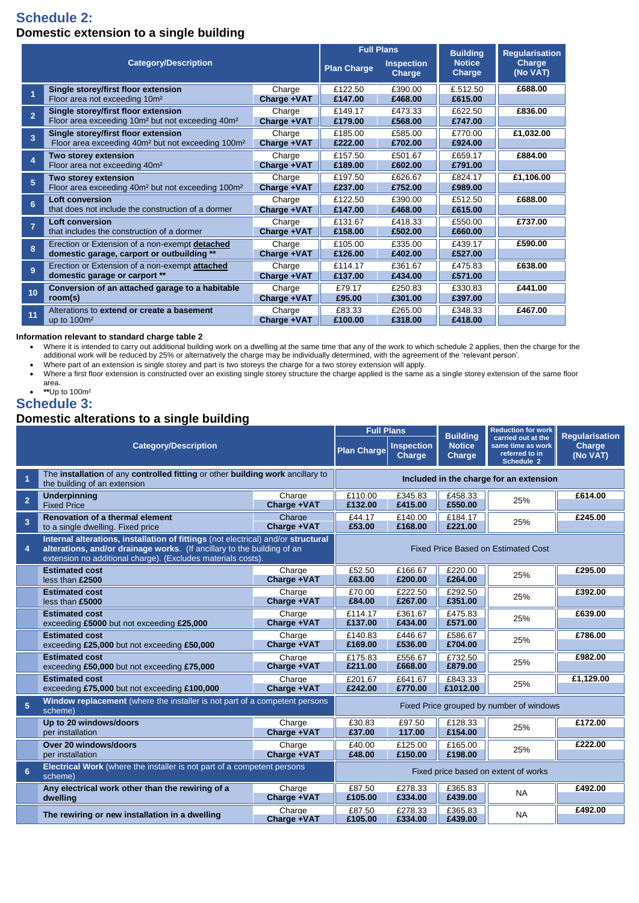## Schedule 2:

### Domestic extension to a single building

| | Category/Description | | Full Plans | | Building Notice Charge | Regularisation Charge (No VAT) |
|---|---|---|---|---|---|---|
| | | | Plan Charge | Inspection Charge | | |
| 1 | **Single storey/first floor extension** Floor area not exceeding 10m² | Charge | £122.50 | £390.00 | £.512.50 | **£688.00** |
| | | **Charge +VAT** | **£147.00** | **£468.00** | **£615.00** | |
| 2 | **Single storey/first floor extension** Floor area exceeding 10m² but not exceeding 40m² | Charge | £149.17 | £473.33 | £622.50 | **£836.00** |
| | | **Charge +VAT** | **£179.00** | **£568.00** | **£747.00** | |
| 3 | **Single storey/first floor extension** Floor area exceeding 40m² but not exceeding 100m² | Charge | £185.00 | £585.00 | £770.00 | **£1,032.00** |
| | | **Charge +VAT** | **£222.00** | **£702.00** | **£924.00** | |
| 4 | **Two storey extension** Floor area not exceeding 40m² | Charge | £157.50 | £501.67 | £659.17 | **£884.00** |
| | | **Charge +VAT** | **£189.00** | **£602.00** | **£791.00** | |
| 5 | **Two storey extension** Floor area exceeding 40m² but not exceeding 100m² | Charge | £197.50 | £626.67 | £824.17 | **£1,106.00** |
| | | **Charge +VAT** | **£237.00** | **£752.00** | **£989.00** | |
| 6 | **Loft conversion** that does not include the construction of a dormer | Charge | £122.50 | £390.00 | £512.50 | **£688.00** |
| | | **Charge +VAT** | **£147.00** | **£468.00** | **£615.00** | |
| 7 | **Loft conversion** that includes the construction of a dormer | Charge | £131.67 | £418.33 | £550.00 | **£737.00** |
| | | **Charge +VAT** | **£158.00** | **£502.00** | **£660.00** | |
| 8 | Erection or Extension of a non-exempt **detached domestic garage, carport or outbuilding \*\*** | Charge | £105.00 | £335.00 | £439.17 | **£590.00** |
| | | **Charge +VAT** | **£126.00** | **£402.00** | **£527.00** | |
| 9 | Erection or Extension of a non-exempt **attached domestic garage or carport \*\*** | Charge | £114.17 | £361.67 | £475.83 | **£638.00** |
| | | **Charge +VAT** | **£137.00** | **£434.00** | **£571.00** | |
| 10 | **Conversion of an attached garage to a habitable room(s)** | Charge | £79.17 | £250.83 | £330.83 | **£441.00** |
| | | **Charge +VAT** | **£95.00** | **£301.00** | **£397.00** | |
| 11 | Alterations to **extend or create a basement** up to 100m² | Charge | £83.33 | £265.00 | £348.33 | **£467.00** |
| | | **Charge +VAT** | **£100.00** | **£318.00** | **£418.00** | |

**Information relevant to standard charge table 2**

- Where it is intended to carry out additional building work on a dwelling at the same time that any of the work to which schedule 2 applies, then the charge for the additional work will be reduced by 25% or alternatively the charge may be individually determined, with the agreement of the 'relevant person'.
- Where part of an extension is single storey and part is two storeys the charge for a two storey extension will apply.
- Where a first floor extension is constructed over an existing single storey structure the charge applied is the same as a single storey extension of the same floor area.
- **\*\***Up to 100m²

## Schedule 3:

### Domestic alterations to a single building

| | Category/Description | | Full Plans | | Building Notice Charge | Reduction for work carried out at the same time as work referred to in Schedule 2 | Regularisation Charge (No VAT) |
|---|---|---|---|---|---|---|---|
| | | | Plan Charge | Inspection Charge | | | |
| 1 | The **installation** of any **controlled fitting** or other **building work** ancillary to the building of an extension | | **Included in the charge for an extension** | | | | |
| 2 | **Underpinning** Fixed Price | Charge | £110.00 | £345.83 | £458.33 | 25% | **£614.00** |
| | | **Charge +VAT** | **£132.00** | **£415.00** | **£550.00** | | |
| 3 | **Renovation of a thermal element** to a single dwelling. Fixed price | Charge | £44.17 | £140.00 | £184.17 | 25% | **£245.00** |
| | | **Charge +VAT** | **£53.00** | **£168.00** | **£221.00** | | |
| 4 | **Internal alterations, installation of fittings** (not electrical) and/or **structural alterations, and/or drainage works**. (If ancillary to the building of an extension no additional charge). (Excludes materials costs). | | Fixed Price Based on Estimated Cost | | | | |
| | **Estimated cost** less than **£2500** | Charge | £52.50 | £166.67 | £220.00 | 25% | **£295.00** |
| | | **Charge +VAT** | **£63.00** | **£200.00** | **£264.00** | | |
| | **Estimated cost** less than **£5000** | Charge | £70.00 | £222.50 | £292.50 | 25% | **£392.00** |
| | | **Charge +VAT** | **£84.00** | **£267.00** | **£351.00** | | |
| | **Estimated cost** exceeding **£5000** but not exceeding **£25,000** | Charge | £114.17 | £361.67 | £475.83 | 25% | **£639.00** |
| | | **Charge +VAT** | **£137.00** | **£434.00** | **£571.00** | | |
| | **Estimated cost** exceeding **£25,000** but not exceeding **£50,000** | Charge | £140.83 | £446.67 | £586.67 | 25% | **£786.00** |
| | | **Charge +VAT** | **£169.00** | **£536.00** | **£704.00** | | |
| | **Estimated cost** exceeding **£50,000** but not exceeding **£75,000** | Charge | £175.83 | £556.67 | £732.50 | 25% | **£982.00** |
| | | **Charge +VAT** | **£211.00** | **£668.00** | **£879.00** | | |
| | **Estimated cost** exceeding **£75,000** but not exceeding **£100,000** | Charge | £201.67 | £641.67 | £843.33 | 25% | **£1,129.00** |
| | | **Charge +VAT** | **£242.00** | **£770.00** | **£1012.00** | | |
| 5 | **Window replacement** (where the installer is not part of a competent persons scheme) | | Fixed Price grouped by number of windows | | | | |
| | **Up to 20 windows/doors** per installation | Charge | £30.83 | £97.50 | £128.33 | 25% | **£172.00** |
| | | **Charge +VAT** | **£37.00** | **117.00** | **£154.00** | | |
| | **Over 20 windows/doors** per installation | Charge | £40.00 | £125.00 | £165.00 | 25% | **£222.00** |
| | | **Charge +VAT** | **£48.00** | **£150.00** | **£198.00** | | |
| 6 | **Electrical Work** (where the installer is not part of a competent persons scheme) | | Fixed price based on extent of works | | | | |
| | **Any electrical work other than the rewiring of a dwelling** | Charge | £87.50 | £278.33 | £365.83 | NA | **£492.00** |
| | | **Charge +VAT** | **£105.00** | **£334.00** | **£439.00** | | |
| | **The rewiring or new installation in a dwelling** | Charge | £87.50 | £278.33 | £365.83 | NA | **£492.00** |
| | | **Charge +VAT** | **£105.00** | **£334.00** | **£439.00** | | |